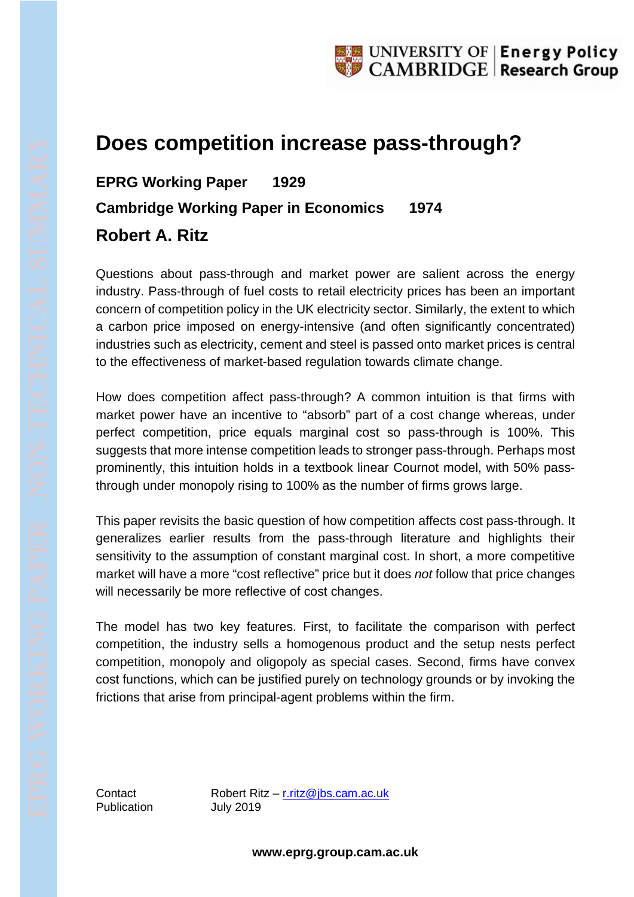# Does competition increase pass-through?

**EPRG Working Paper 1929**

**Cambridge Working Paper in Economics 1974**

## Robert A. Ritz

Questions about pass-through and market power are salient across the energy industry. Pass-through of fuel costs to retail electricity prices has been an important concern of competition policy in the UK electricity sector. Similarly, the extent to which a carbon price imposed on energy-intensive (and often significantly concentrated) industries such as electricity, cement and steel is passed onto market prices is central to the effectiveness of market-based regulation towards climate change.

How does competition affect pass-through? A common intuition is that firms with market power have an incentive to "absorb" part of a cost change whereas, under perfect competition, price equals marginal cost so pass-through is 100%. This suggests that more intense competition leads to stronger pass-through. Perhaps most prominently, this intuition holds in a textbook linear Cournot model, with 50% pass-through under monopoly rising to 100% as the number of firms grows large.

This paper revisits the basic question of how competition affects cost pass-through. It generalizes earlier results from the pass-through literature and highlights their sensitivity to the assumption of constant marginal cost. In short, a more competitive market will have a more "cost reflective" price but it does *not* follow that price changes will necessarily be more reflective of cost changes.

The model has two key features. First, to facilitate the comparison with perfect competition, the industry sells a homogenous product and the setup nests perfect competition, monopoly and oligopoly as special cases. Second, firms have convex cost functions, which can be justified purely on technology grounds or by invoking the frictions that arise from principal-agent problems within the firm.

Contact: Robert Ritz – r.ritz@jbs.cam.ac.uk
Publication: July 2019

**www.eprg.group.cam.ac.uk**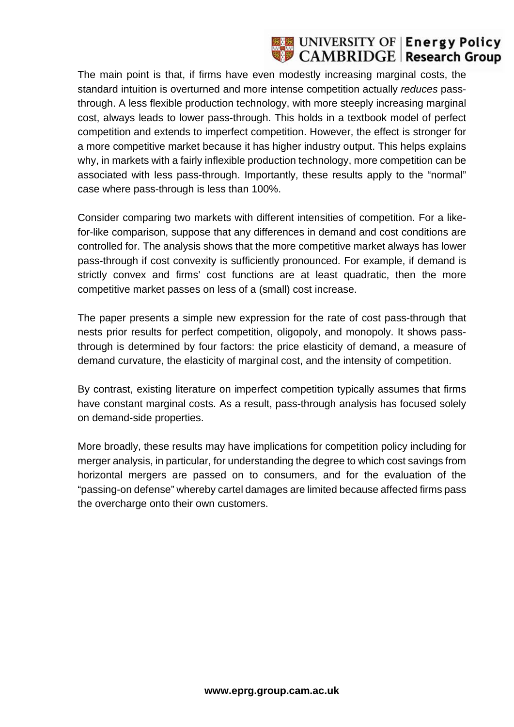The main point is that, if firms have even modestly increasing marginal costs, the standard intuition is overturned and more intense competition actually *reduces* pass-through. A less flexible production technology, with more steeply increasing marginal cost, always leads to lower pass-through. This holds in a textbook model of perfect competition and extends to imperfect competition. However, the effect is stronger for a more competitive market because it has higher industry output. This helps explains why, in markets with a fairly inflexible production technology, more competition can be associated with less pass-through. Importantly, these results apply to the "normal" case where pass-through is less than 100%.

Consider comparing two markets with different intensities of competition. For a like-for-like comparison, suppose that any differences in demand and cost conditions are controlled for. The analysis shows that the more competitive market always has lower pass-through if cost convexity is sufficiently pronounced. For example, if demand is strictly convex and firms' cost functions are at least quadratic, then the more competitive market passes on less of a (small) cost increase.

The paper presents a simple new expression for the rate of cost pass-through that nests prior results for perfect competition, oligopoly, and monopoly. It shows pass-through is determined by four factors: the price elasticity of demand, a measure of demand curvature, the elasticity of marginal cost, and the intensity of competition.

By contrast, existing literature on imperfect competition typically assumes that firms have constant marginal costs. As a result, pass-through analysis has focused solely on demand-side properties.

More broadly, these results may have implications for competition policy including for merger analysis, in particular, for understanding the degree to which cost savings from horizontal mergers are passed on to consumers, and for the evaluation of the "passing-on defense" whereby cartel damages are limited because affected firms pass the overcharge onto their own customers.